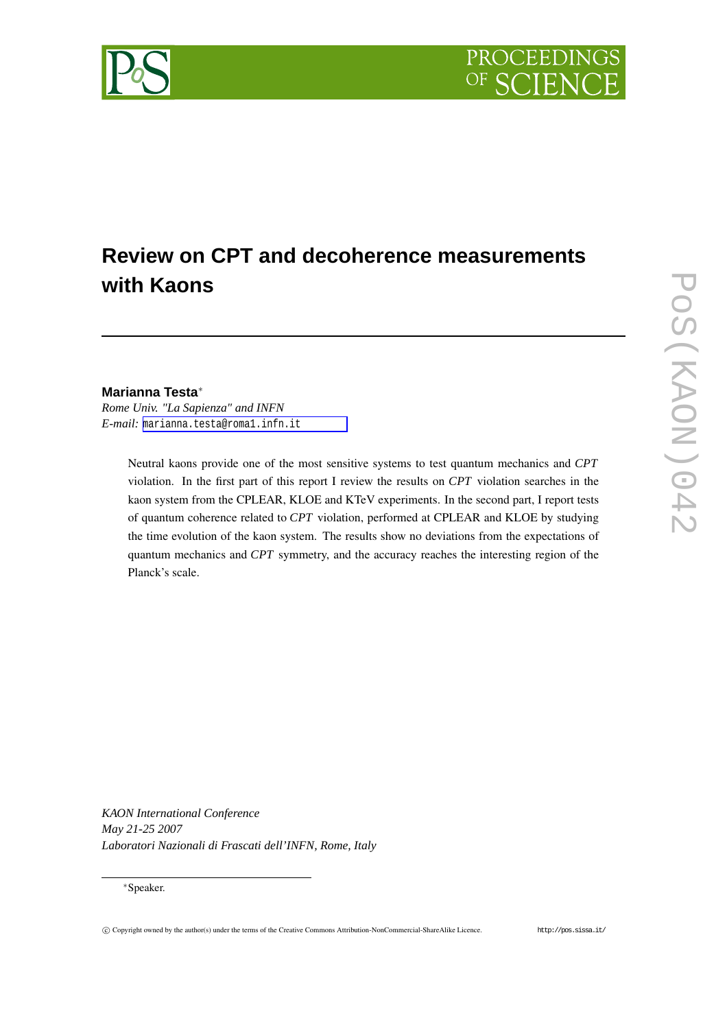# Review on CPT and decoherence measurements with Kaons

**Marianna Testa***

*Rome Univ. "La Sapienza" and INFN*

*E-mail:* marianna.testa@roma1.infn.it

Neutral kaons provide one of the most sensitive systems to test quantum mechanics and *CPT* violation. In the first part of this report I review the results on *CPT* violation searches in the kaon system from the CPLEAR, KLOE and KTeV experiments. In the second part, I report tests of quantum coherence related to *CPT* violation, performed at CPLEAR and KLOE by studying the time evolution of the kaon system. The results show no deviations from the expectations of quantum mechanics and *CPT* symmetry, and the accuracy reaches the interesting region of the Planck's scale.

*KAON International Conference*
*May 21-25 2007*
*Laboratori Nazionali di Frascati dell'INFN, Rome, Italy*

*Speaker.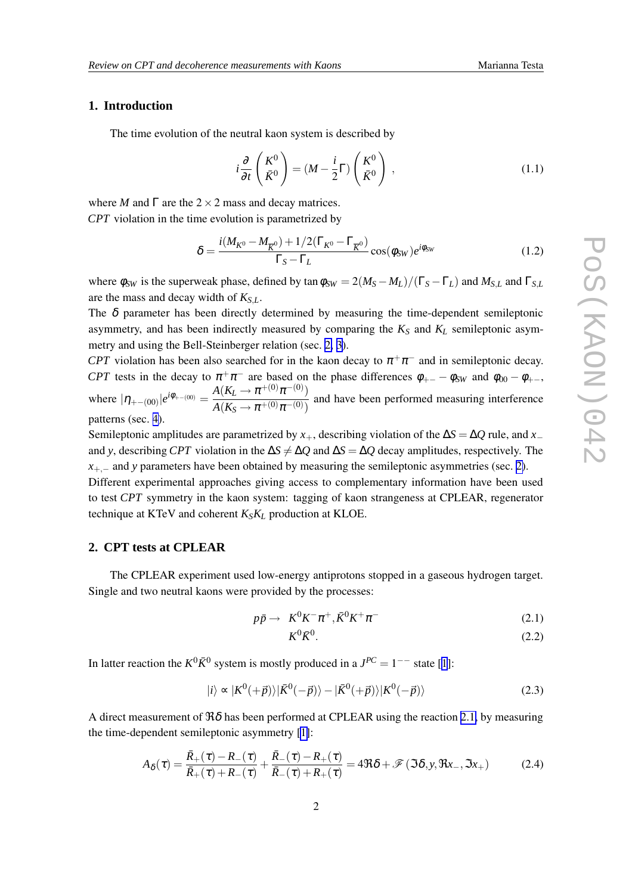## 1. Introduction

The time evolution of the neutral kaon system is described by

$$i\frac{\partial}{\partial t}\begin{pmatrix} K^0 \\ \bar{K}^0 \end{pmatrix} = (M - \frac{i}{2}\Gamma)\begin{pmatrix} K^0 \\ \bar{K}^0 \end{pmatrix}, \tag{1.1}$$

where $M$ and $\Gamma$ are the $2 \times 2$ mass and decay matrices.
*CPT* violation in the time evolution is parametrized by

$$\delta = \frac{i(M_{K^0} - M_{\bar{K}^0}) + 1/2(\Gamma_{K^0} - \Gamma_{\bar{K}^0})}{\Gamma_S - \Gamma_L}\cos(\phi_{SW})e^{i\phi_{SW}} \tag{1.2}$$

where $\phi_{SW}$ is the superweak phase, defined by $\tan\phi_{SW} = 2(M_S - M_L)/(\Gamma_S - \Gamma_L)$ and $M_{S,L}$ and $\Gamma_{S,L}$ are the mass and decay width of $K_{S,L}$.
The $\delta$ parameter has been directly determined by measuring the time-dependent semileptonic asymmetry, and has been indirectly measured by comparing the $K_S$ and $K_L$ semileptonic asymmetry and using the Bell-Steinberger relation (sec. 2, 3).
*CPT* violation has been also searched for in the kaon decay to $\pi^+\pi^-$ and in semileptonic decay. *CPT* tests in the decay to $\pi^+\pi^-$ are based on the phase differences $\phi_{+-} - \phi_{SW}$ and $\phi_{00} - \phi_{+-}$, where $|\eta_{+-(00)}|e^{i\phi_{+-(00)}} = \dfrac{A(K_L \to \pi^{+(0)}\pi^{-(0)})}{A(K_S \to \pi^{+(0)}\pi^{-(0)})}$ and have been performed measuring interference patterns (sec. 4).
Semileptonic amplitudes are parametrized by $x_+$, describing violation of the $\Delta S = \Delta Q$ rule, and $x_-$ and $y$, describing *CPT* violation in the $\Delta S \neq \Delta Q$ and $\Delta S = \Delta Q$ decay amplitudes, respectively. The $x_{+,-}$ and $y$ parameters have been obtained by measuring the semileptonic asymmetries (sec. 2).
Different experimental approaches giving access to complementary information have been used to test *CPT* symmetry in the kaon system: tagging of kaon strangeness at CPLEAR, regenerator technique at KTeV and coherent $K_SK_L$ production at KLOE.

## 2. CPT tests at CPLEAR

The CPLEAR experiment used low-energy antiprotons stopped in a gaseous hydrogen target. Single and two neutral kaons were provided by the processes:

$$p\bar{p} \to \; K^0K^-\pi^+, \bar{K}^0K^+\pi^- \tag{2.1}$$

$$K^0\bar{K}^0. \tag{2.2}$$

In latter reaction the $K^0\bar{K}^0$ system is mostly produced in a $J^{PC} = 1^{--}$ state [1]:

$$|i\rangle \propto |K^0(+\vec{p})\rangle|\bar{K}^0(-\vec{p})\rangle - |\bar{K}^0(+\vec{p})\rangle|K^0(-\vec{p})\rangle \tag{2.3}$$

A direct measurement of $\Re\delta$ has been performed at CPLEAR using the reaction 2.1, by measuring the time-dependent semileptonic asymmetry [1]:

$$A_\delta(\tau) = \frac{\bar{R}_+(\tau) - R_-(\tau)}{\bar{R}_+(\tau) + R_-(\tau)} + \frac{\bar{R}_-(\tau) - R_+(\tau)}{\bar{R}_-(\tau) + R_+(\tau)} = 4\Re\delta + \mathscr{F}(\Im\delta, y, \Re x_-, \Im x_+) \tag{2.4}$$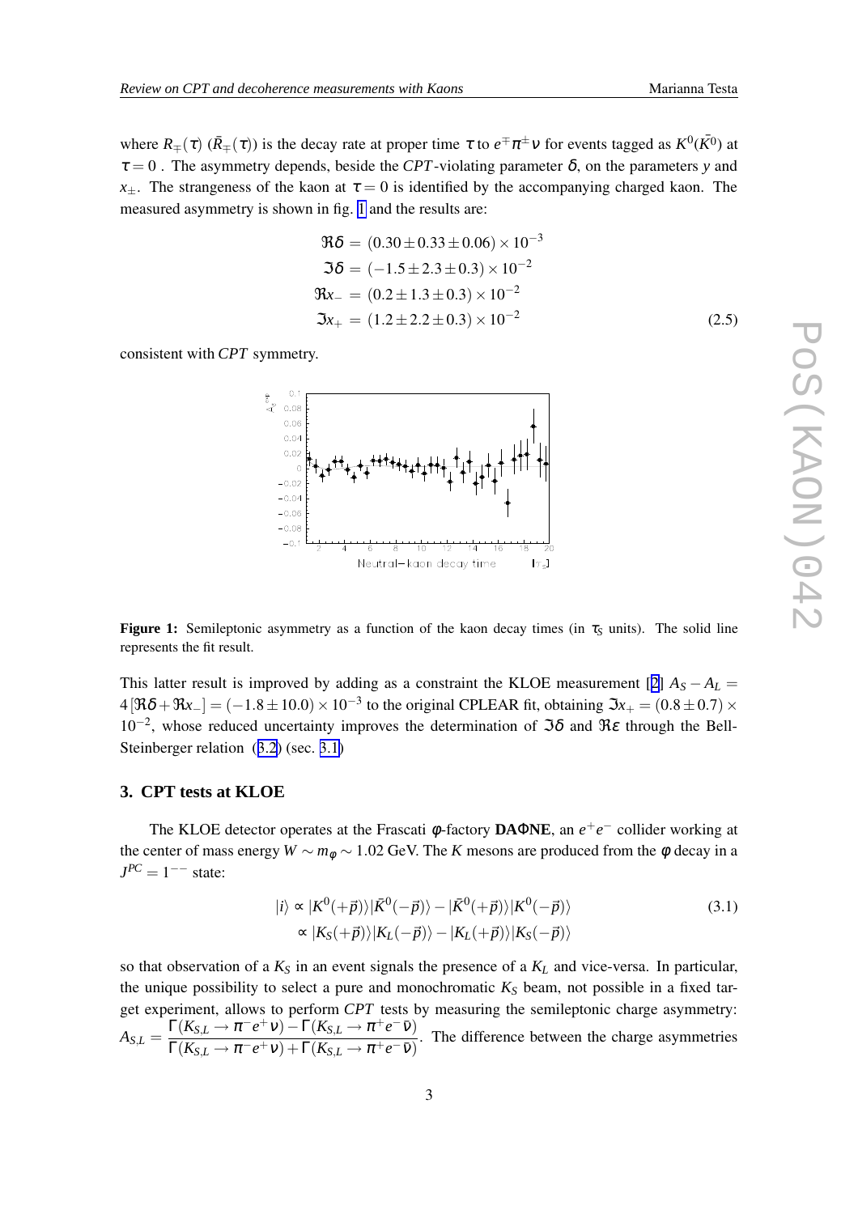where $R_{\mp}(\tau)$ ($\bar{R}_{\mp}(\tau)$) is the decay rate at proper time $\tau$ to $e^{\mp}\pi^{\pm}\nu$ for events tagged as $K^0(\bar{K^0})$ at $\tau = 0$ . The asymmetry depends, beside the *CPT*-violating parameter $\delta$, on the parameters $y$ and $x_{\pm}$. The strangeness of the kaon at $\tau = 0$ is identified by the accompanying charged kaon. The measured asymmetry is shown in fig. 1 and the results are:

$$
\begin{aligned}
\Re\delta &= (0.30 \pm 0.33 \pm 0.06) \times 10^{-3} \\
\Im\delta &= (-1.5 \pm 2.3 \pm 0.3) \times 10^{-2} \\
\Re x_{-} &= (0.2 \pm 1.3 \pm 0.3) \times 10^{-2} \\
\Im x_{+} &= (1.2 \pm 2.2 \pm 0.3) \times 10^{-2}
\end{aligned}
\tag{2.5}
$$

consistent with *CPT* symmetry.

$A_S^{\mp}$
0.1
0.08
0.06
0.04
0.02
0
−0.02
−0.04
−0.06
−0.08
−0.1
2 4 6 8 10 12 14 16 18 20
Neutral−kaon decay time [$\tau_S$]

**Figure 1:** Semileptonic asymmetry as a function of the kaon decay times (in $\tau_S$ units). The solid line represents the fit result.

This latter result is improved by adding as a constraint the KLOE measurement [2] $A_S - A_L = 4[\Re\delta + \Re x_{-}] = (-1.8 \pm 10.0) \times 10^{-3}$ to the original CPLEAR fit, obtaining $\Im x_{+} = (0.8 \pm 0.7) \times 10^{-2}$, whose reduced uncertainty improves the determination of $\Im\delta$ and $\Re\varepsilon$ through the Bell-Steinberger relation (3.2) (sec. 3.1)

## 3. CPT tests at KLOE

The KLOE detector operates at the Frascati $\phi$-factory **DA$\Phi$NE**, an $e^+e^-$ collider working at the center of mass energy $W \sim m_\phi \sim 1.02$ GeV. The $K$ mesons are produced from the $\phi$ decay in a $J^{PC} = 1^{--}$ state:

$$
\begin{aligned}
|i\rangle &\propto |K^0(+\vec{p})\rangle|\bar{K}^0(-\vec{p})\rangle - |\bar{K}^0(+\vec{p})\rangle|K^0(-\vec{p})\rangle \\
&\propto |K_S(+\vec{p})\rangle|K_L(-\vec{p})\rangle - |K_L(+\vec{p})\rangle|K_S(-\vec{p})\rangle
\end{aligned}
\tag{3.1}
$$

so that observation of a $K_S$ in an event signals the presence of a $K_L$ and vice-versa. In particular, the unique possibility to select a pure and monochromatic $K_S$ beam, not possible in a fixed target experiment, allows to perform *CPT* tests by measuring the semileptonic charge asymmetry: $A_{S,L} = \dfrac{\Gamma(K_{S,L} \to \pi^- e^+ \nu) - \Gamma(K_{S,L} \to \pi^+ e^- \bar{\nu})}{\Gamma(K_{S,L} \to \pi^- e^+ \nu) + \Gamma(K_{S,L} \to \pi^+ e^- \bar{\nu})}$. The difference between the charge asymmetries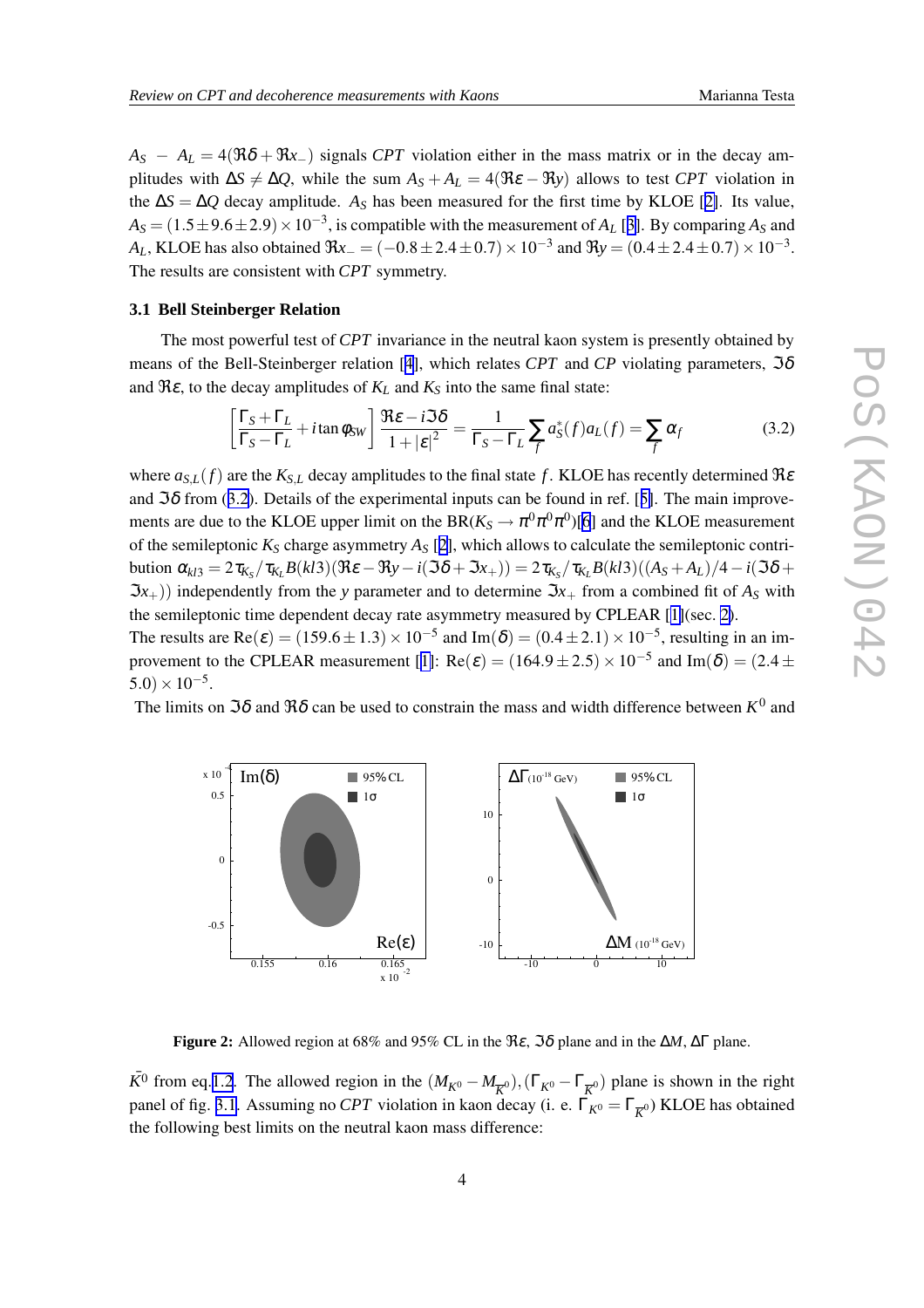$A_S - A_L = 4(\Re\delta + \Re x_-)$ signals $CPT$ violation either in the mass matrix or in the decay amplitudes with $\Delta S \neq \Delta Q$, while the sum $A_S + A_L = 4(\Re\varepsilon - \Re y)$ allows to test $CPT$ violation in the $\Delta S = \Delta Q$ decay amplitude. $A_S$ has been measured for the first time by KLOE [2]. Its value, $A_S = (1.5 \pm 9.6 \pm 2.9) \times 10^{-3}$, is compatible with the measurement of $A_L$ [3]. By comparing $A_S$ and $A_L$, KLOE has also obtained $\Re x_- = (-0.8 \pm 2.4 \pm 0.7) \times 10^{-3}$ and $\Re y = (0.4 \pm 2.4 \pm 0.7) \times 10^{-3}$. The results are consistent with $CPT$ symmetry.

### 3.1 Bell Steinberger Relation

The most powerful test of $CPT$ invariance in the neutral kaon system is presently obtained by means of the Bell-Steinberger relation [4], which relates $CPT$ and $CP$ violating parameters, $\Im\delta$ and $\Re\varepsilon$, to the decay amplitudes of $K_L$ and $K_S$ into the same final state:

$$\left[\frac{\Gamma_S + \Gamma_L}{\Gamma_S - \Gamma_L} + i\tan\phi_{SW}\right]\frac{\Re\varepsilon - i\Im\delta}{1 + |\varepsilon|^2} = \frac{1}{\Gamma_S - \Gamma_L}\sum_f a_S^*(f)a_L(f) = \sum_f \alpha_f \tag{3.2}$$

where $a_{S,L}(f)$ are the $K_{S,L}$ decay amplitudes to the final state $f$. KLOE has recently determined $\Re\varepsilon$ and $\Im\delta$ from (3.2). Details of the experimental inputs can be found in ref. [5]. The main improvements are due to the KLOE upper limit on the BR($K_S \to \pi^0\pi^0\pi^0$)[6] and the KLOE measurement of the semileptonic $K_S$ charge asymmetry $A_S$ [2], which allows to calculate the semileptonic contribution $\alpha_{kl3} = 2\tau_{K_S}/\tau_{K_L}B(kl3)(\Re\varepsilon - \Re y - i(\Im\delta + \Im x_+)) = 2\tau_{K_S}/\tau_{K_L}B(kl3)((A_S + A_L)/4 - i(\Im\delta + \Im x_+))$ independently from the $y$ parameter and to determine $\Im x_+$ from a combined fit of $A_S$ with the semileptonic time dependent decay rate asymmetry measured by CPLEAR [1](sec. 2).
The results are $\mathrm{Re}(\varepsilon) = (159.6 \pm 1.3) \times 10^{-5}$ and $\mathrm{Im}(\delta) = (0.4 \pm 2.1) \times 10^{-5}$, resulting in an improvement to the CPLEAR measurement [1]: $\mathrm{Re}(\varepsilon) = (164.9 \pm 2.5) \times 10^{-5}$ and $\mathrm{Im}(\delta) = (2.4 \pm 5.0) \times 10^{-5}$.
The limits on $\Im\delta$ and $\Re\delta$ can be used to constrain the mass and width difference between $K^0$ and

Im(δ)
x 10$^{-4}$
95% CL
1σ
0.5
0
-0.5
Re(ε)
0.155
0.16
0.165
x 10$^{-2}$

ΔΓ (10$^{-18}$ GeV)
95% CL
1σ
10
0
-10
ΔM (10$^{-18}$ GeV)
-10
0
10

**Figure 2:** Allowed region at 68% and 95% CL in the $\Re\varepsilon$, $\Im\delta$ plane and in the $\Delta M$, $\Delta\Gamma$ plane.

$\bar{K}^0$ from eq.1.2. The allowed region in the $(M_{K^0} - M_{\overline{K}^0}), (\Gamma_{K^0} - \Gamma_{\overline{K}^0})$ plane is shown in the right panel of fig. 3.1. Assuming no $CPT$ violation in kaon decay (i. e. $\Gamma_{K^0} = \Gamma_{\overline{K}^0}$) KLOE has obtained the following best limits on the neutral kaon mass difference: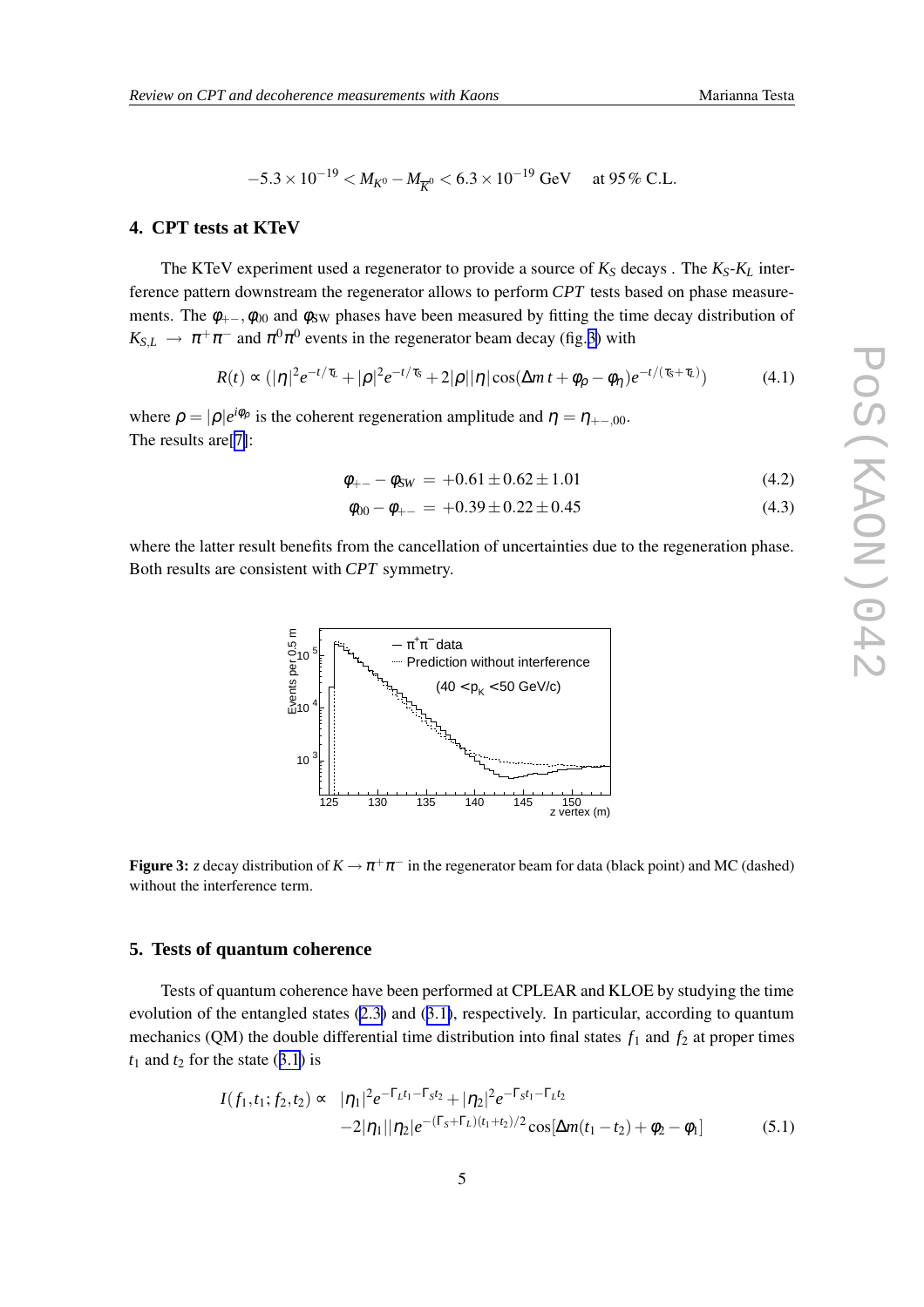$$-5.3 \times 10^{-19} < M_{K^0} - M_{\overline{K}^0} < 6.3 \times 10^{-19} \text{ GeV} \quad \text{at } 95\% \text{ C.L.}$$

## 4. CPT tests at KTeV

The KTeV experiment used a regenerator to provide a source of $K_S$ decays . The $K_S$-$K_L$ interference pattern downstream the regenerator allows to perform *CPT* tests based on phase measurements. The $\phi_{+-}$, $\phi_{00}$ and $\phi_{SW}$ phases have been measured by fitting the time decay distribution of $K_{S,L} \to \pi^+\pi^-$ and $\pi^0\pi^0$ events in the regenerator beam decay (fig.3) with

$$R(t) \propto \left(|\eta|^2 e^{-t/\tau_L} + |\rho|^2 e^{-t/\tau_S} + 2|\rho||\eta|\cos(\Delta m\, t + \phi_\rho - \phi_\eta)e^{-t/(\tau_S+\tau_L)}\right) \tag{4.1}$$

where $\rho = |\rho|e^{i\phi_\rho}$ is the coherent regeneration amplitude and $\eta = \eta_{+-,00}$.
The results are[7]:

$$\phi_{+-} - \phi_{SW} = +0.61 \pm 0.62 \pm 1.01 \tag{4.2}$$

$$\phi_{00} - \phi_{+-} = +0.39 \pm 0.22 \pm 0.45 \tag{4.3}$$

where the latter result benefits from the cancellation of uncertainties due to the regeneration phase. Both results are consistent with *CPT* symmetry.

Events per 0.5 m
$10^5$
$10^4$
$10^3$
125 130 135 140 145 150
z vertex (m)
— $\pi^+\pi^-$ data
Prediction without interference
(40 < $p_K$ < 50 GeV/c)

**Figure 3:** *z* decay distribution of $K \to \pi^+\pi^-$ in the regenerator beam for data (black point) and MC (dashed) without the interference term.

## 5. Tests of quantum coherence

Tests of quantum coherence have been performed at CPLEAR and KLOE by studying the time evolution of the entangled states (2.3) and (3.1), respectively. In particular, according to quantum mechanics (QM) the double differential time distribution into final states $f_1$ and $f_2$ at proper times $t_1$ and $t_2$ for the state (3.1) is

$$\begin{aligned} I(f_1,t_1;f_2,t_2) \propto \; & |\eta_1|^2 e^{-\Gamma_L t_1 - \Gamma_S t_2} + |\eta_2|^2 e^{-\Gamma_S t_1 - \Gamma_L t_2} \\ & -2|\eta_1||\eta_2| e^{-(\Gamma_S+\Gamma_L)(t_1+t_2)/2} \cos[\Delta m(t_1 - t_2) + \phi_2 - \phi_1] \end{aligned} \tag{5.1}$$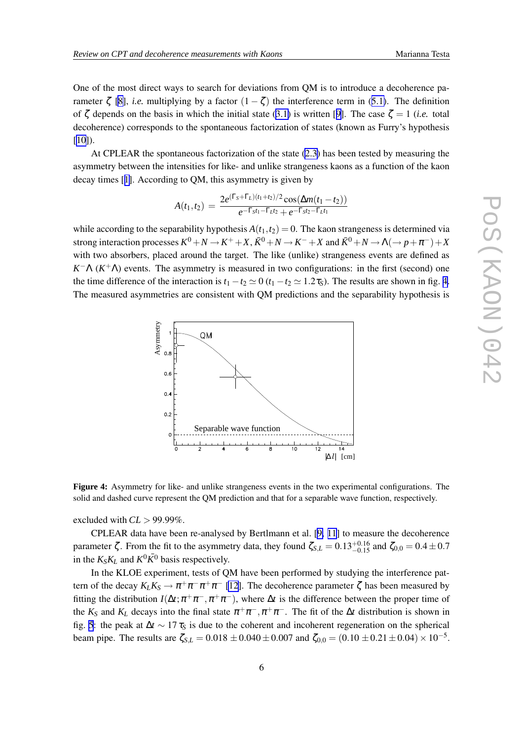One of the most direct ways to search for deviations from QM is to introduce a decoherence parameter $\zeta$ [8], *i.e.* multiplying by a factor $(1-\zeta)$ the interference term in (5.1). The definition of $\zeta$ depends on the basis in which the initial state (3.1) is written [9]. The case $\zeta = 1$ (*i.e.* total decoherence) corresponds to the spontaneous factorization of states (known as Furry's hypothesis [10]).

At CPLEAR the spontaneous factorization of the state (2.3) has been tested by measuring the asymmetry between the intensities for like- and unlike strangeness kaons as a function of the kaon decay times [1]. According to QM, this asymmetry is given by

$$A(t_1,t_2) = \frac{2e^{(\Gamma_S+\Gamma_L)(t_1+t_2)/2}\cos(\Delta m(t_1-t_2))}{e^{-\Gamma_S t_1-\Gamma_L t_2}+e^{-\Gamma_S t_2-\Gamma_L t_1}}$$

while according to the separability hypothesis $A(t_1,t_2)=0$. The kaon strangeness is determined via strong interaction processes $K^0+N\to K^++X$, $\bar{K}^0+N\to K^-+X$ and $\bar{K}^0+N\to\Lambda(\to p+\pi^-)+X$ with two absorbers, placed around the target. The like (unlike) strangeness events are defined as $K^-\Lambda$ ($K^+\Lambda$) events. The asymmetry is measured in two configurations: in the first (second) one the time difference of the interaction is $t_1-t_2\simeq 0$ ($t_1-t_2\simeq 1.2\tau_S$). The results are shown in fig. 4. The measured asymmetries are consistent with QM predictions and the separability hypothesis is

Asymmetry
QM
Separable wave function
1
0.8
0.6
0.4
0.2
0
0 2 4 6 8 10 12 14
$|\Delta l|$ [cm]

**Figure 4:** Asymmetry for like- and unlike strangeness events in the two experimental configurations. The solid and dashed curve represent the QM prediction and that for a separable wave function, respectively.

excluded with $CL > 99.99\%$.

CPLEAR data have been re-analysed by Bertlmann et al. [9, 11] to measure the decoherence parameter $\zeta$. From the fit to the asymmetry data, they found $\zeta_{S,L} = 0.13^{+0.16}_{-0.15}$ and $\zeta_{0,\bar{0}} = 0.4\pm 0.7$ in the $K_SK_L$ and $K^0\bar{K}^0$ basis respectively.

In the KLOE experiment, tests of QM have been performed by studying the interference pattern of the decay $K_LK_S\to\pi^+\pi^-\pi^+\pi^-$ [12]. The decoherence parameter $\zeta$ has been measured by fitting the distribution $I(\Delta t;\pi^+\pi^-,\pi^+\pi^-)$, where $\Delta t$ is the difference between the proper time of the $K_S$ and $K_L$ decays into the final state $\pi^+\pi^-,\pi^+\pi^-$. The fit of the $\Delta t$ distribution is shown in fig. 5: the peak at $\Delta t\sim 17\,\tau_S$ is due to the coherent and incoherent regeneration on the spherical beam pipe. The results are $\zeta_{S,L} = 0.018\pm 0.040\pm 0.007$ and $\zeta_{0,\bar{0}} = (0.10\pm 0.21\pm 0.04)\times 10^{-5}$.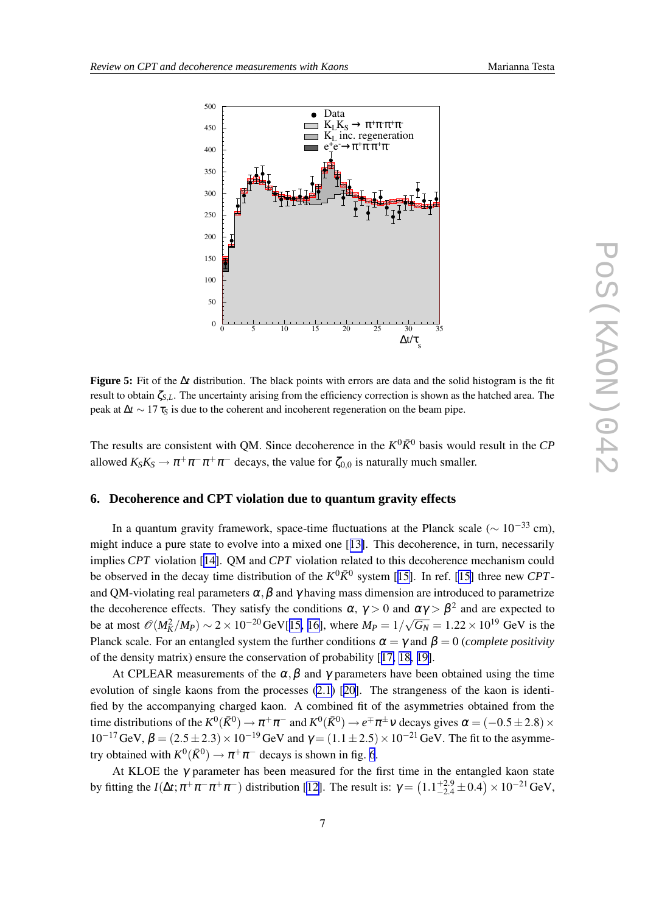500
450
400
350
300
250
200
150
100
50
0

0 5 10 15 20 25 30 35

$\Delta t/\tau_s$

Data
$K_L K_S \rightarrow \pi^+\pi^-\pi^+\pi^-$
$K_L$ inc. regeneration
$e^+e^- \rightarrow \pi^+\pi^-\pi^+\pi^-$

**Figure 5:** Fit of the $\Delta t$ distribution. The black points with errors are data and the solid histogram is the fit result to obtain $\zeta_{S,L}$. The uncertainty arising from the efficiency correction is shown as the hatched area. The peak at $\Delta t \sim 17\,\tau_S$ is due to the coherent and incoherent regeneration on the beam pipe.

The results are consistent with QM. Since decoherence in the $K^0\bar{K}^0$ basis would result in the *CP* allowed $K_S K_S \rightarrow \pi^+\pi^-\pi^+\pi^-$ decays, the value for $\zeta_{0,0}$ is naturally much smaller.

## 6. Decoherence and CPT violation due to quantum gravity effects

In a quantum gravity framework, space-time fluctuations at the Planck scale ($\sim 10^{-33}$ cm), might induce a pure state to evolve into a mixed one [13]. This decoherence, in turn, necessarily implies *CPT* violation [14]. QM and *CPT* violation related to this decoherence mechanism could be observed in the decay time distribution of the $K^0\bar{K}^0$ system [15]. In ref. [15] three new *CPT*- and QM-violating real parameters $\alpha, \beta$ and $\gamma$ having mass dimension are introduced to parametrize the decoherence effects. They satisfy the conditions $\alpha,\ \gamma > 0$ and $\alpha\gamma > \beta^2$ and are expected to be at most $\mathscr{O}(M_K^2/M_P) \sim 2\times 10^{-20}$ GeV[15, 16], where $M_P = 1/\sqrt{G_N} = 1.22\times 10^{19}$ GeV is the Planck scale. For an entangled system the further conditions $\alpha = \gamma$ and $\beta = 0$ (*complete positivity* of the density matrix) ensure the conservation of probability [17, 18, 19].

At CPLEAR measurements of the $\alpha, \beta$ and $\gamma$ parameters have been obtained using the time evolution of single kaons from the processes (2.1) [20]. The strangeness of the kaon is identified by the accompanying charged kaon. A combined fit of the asymmetries obtained from the time distributions of the $K^0(\bar{K}^0) \rightarrow \pi^+\pi^-$ and $K^0(\bar{K}^0) \rightarrow e^{\mp}\pi^{\pm}\nu$ decays gives $\alpha = (-0.5\pm 2.8)\times 10^{-17}$ GeV, $\beta = (2.5\pm 2.3)\times 10^{-19}$ GeV and $\gamma = (1.1\pm 2.5)\times 10^{-21}$ GeV. The fit to the asymmetry obtained with $K^0(\bar{K}^0) \rightarrow \pi^+\pi^-$ decays is shown in fig. 6.

At KLOE the $\gamma$ parameter has been measured for the first time in the entangled kaon state by fitting the $I(\Delta t;\pi^+\pi^-\pi^+\pi^-)$ distribution [12]. The result is: $\gamma = \left(1.1^{+2.9}_{-2.4}\pm 0.4\right)\times 10^{-21}$ GeV,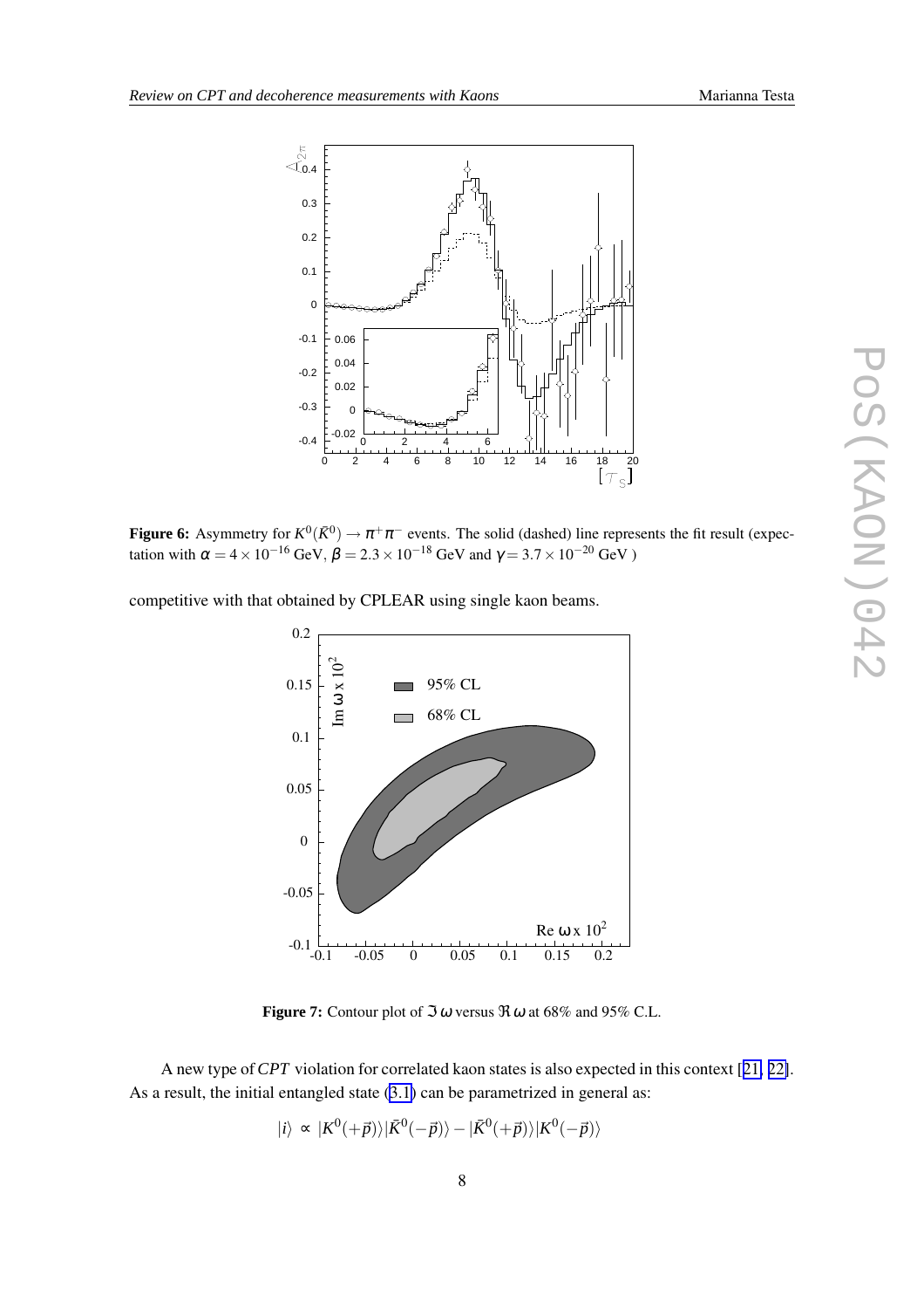$\Delta_{2\pi}$

0.4

0.3

0.2

0.1

0

-0.1

-0.2

-0.3

-0.4

0.06

0.04

0.02

0

-0.02

0 2 4 6

0 2 4 6 8 10 12 14 16 18 20

$[\tau_S]$

**Figure 6:** Asymmetry for $K^0(\bar{K}^0) \to \pi^+\pi^-$ events. The solid (dashed) line represents the fit result (expectation with $\alpha = 4 \times 10^{-16}$ GeV, $\beta = 2.3 \times 10^{-18}$ GeV and $\gamma = 3.7 \times 10^{-20}$ GeV )

competitive with that obtained by CPLEAR using single kaon beams.

0.2

0.15

0.1

0.05

0

-0.05

-0.1

Im ω x $10^2$

95% CL

68% CL

Re ω x $10^2$

-0.1 -0.05 0 0.05 0.1 0.15 0.2

**Figure 7:** Contour plot of $\Im\,\omega$ versus $\Re\,\omega$ at 68% and 95% C.L.

A new type of *CPT* violation for correlated kaon states is also expected in this context [21, 22]. As a result, the initial entangled state (3.1) can be parametrized in general as:

$$|i\rangle \;\propto\; |K^0(+\vec{p})\rangle|\bar{K}^0(-\vec{p})\rangle - |\bar{K}^0(+\vec{p})\rangle|K^0(-\vec{p})\rangle$$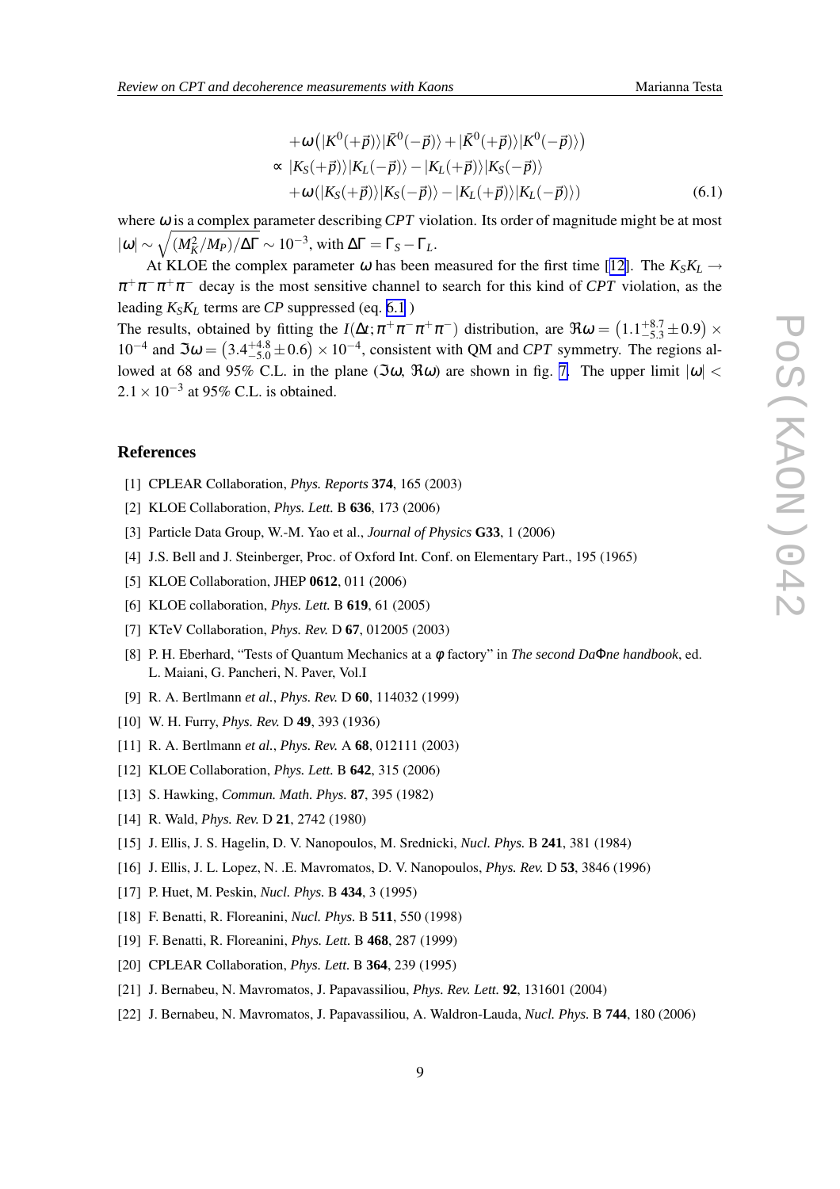$$
\begin{aligned}
&+\omega\left(|K^0(+\vec{p})\rangle|\bar{K}^0(-\vec{p})\rangle + |\bar{K}^0(+\vec{p})\rangle|K^0(-\vec{p})\rangle\right) \\
\propto\ & |K_S(+\vec{p})\rangle|K_L(-\vec{p})\rangle - |K_L(+\vec{p})\rangle|K_S(-\vec{p})\rangle \\
&+\omega(|K_S(+\vec{p})\rangle|K_S(-\vec{p})\rangle - |K_L(+\vec{p})\rangle|K_L(-\vec{p})\rangle)
\end{aligned} \tag{6.1}
$$

where $\omega$ is a complex parameter describing *CPT* violation. Its order of magnitude might be at most $|\omega| \sim \sqrt{(M_K^2/M_P)/\Delta\Gamma} \sim 10^{-3}$, with $\Delta\Gamma = \Gamma_S - \Gamma_L$.

At KLOE the complex parameter $\omega$ has been measured for the first time [12]. The $K_SK_L \to \pi^+\pi^-\pi^+\pi^-$ decay is the most sensitive channel to search for this kind of *CPT* violation, as the leading $K_SK_L$ terms are *CP* suppressed (eq. 6.1 )

The results, obtained by fitting the $I(\Delta t; \pi^+\pi^-\pi^+\pi^-)$ distribution, are $\Re\omega = \left(1.1^{+8.7}_{-5.3} \pm 0.9\right) \times 10^{-4}$ and $\Im\omega = \left(3.4^{+4.8}_{-5.0} \pm 0.6\right) \times 10^{-4}$, consistent with QM and *CPT* symmetry. The regions allowed at 68 and 95% C.L. in the plane ($\Im\omega$, $\Re\omega$) are shown in fig. 7. The upper limit $|\omega| < 2.1 \times 10^{-3}$ at 95% C.L. is obtained.

## References

[1] CPLEAR Collaboration, *Phys. Reports* **374**, 165 (2003)

[2] KLOE Collaboration, *Phys. Lett.* B **636**, 173 (2006)

[3] Particle Data Group, W.-M. Yao et al., *Journal of Physics* **G33**, 1 (2006)

[4] J.S. Bell and J. Steinberger, Proc. of Oxford Int. Conf. on Elementary Part., 195 (1965)

[5] KLOE Collaboration, JHEP **0612**, 011 (2006)

[6] KLOE collaboration, *Phys. Lett.* B **619**, 61 (2005)

[7] KTeV Collaboration, *Phys. Rev.* D **67**, 012005 (2003)

[8] P. H. Eberhard, "Tests of Quantum Mechanics at a $\phi$ factory" in *The second Da$\Phi$ne handbook*, ed. L. Maiani, G. Pancheri, N. Paver, Vol.I

[9] R. A. Bertlmann *et al.*, *Phys. Rev.* D **60**, 114032 (1999)

[10] W. H. Furry, *Phys. Rev.* D **49**, 393 (1936)

[11] R. A. Bertlmann *et al.*, *Phys. Rev.* A **68**, 012111 (2003)

[12] KLOE Collaboration, *Phys. Lett.* B **642**, 315 (2006)

[13] S. Hawking, *Commun. Math. Phys.* **87**, 395 (1982)

[14] R. Wald, *Phys. Rev.* D **21**, 2742 (1980)

[15] J. Ellis, J. S. Hagelin, D. V. Nanopoulos, M. Srednicki, *Nucl. Phys.* B **241**, 381 (1984)

[16] J. Ellis, J. L. Lopez, N. .E. Mavromatos, D. V. Nanopoulos, *Phys. Rev.* D **53**, 3846 (1996)

[17] P. Huet, M. Peskin, *Nucl. Phys.* B **434**, 3 (1995)

[18] F. Benatti, R. Floreanini, *Nucl. Phys.* B **511**, 550 (1998)

[19] F. Benatti, R. Floreanini, *Phys. Lett.* B **468**, 287 (1999)

[20] CPLEAR Collaboration, *Phys. Lett.* B **364**, 239 (1995)

[21] J. Bernabeu, N. Mavromatos, J. Papavassiliou, *Phys. Rev. Lett.* **92**, 131601 (2004)

[22] J. Bernabeu, N. Mavromatos, J. Papavassiliou, A. Waldron-Lauda, *Nucl. Phys.* B **744**, 180 (2006)